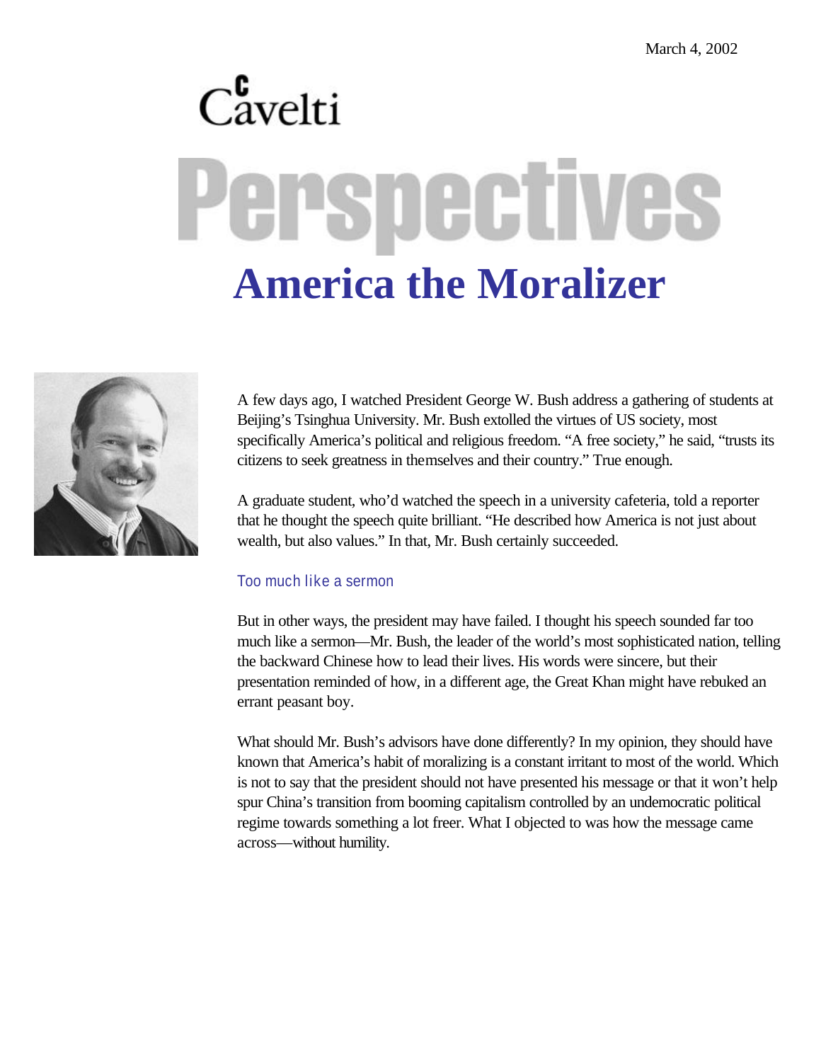March 4, 2002

Cavelti

# Perspectives

## America the Moralizer

A few days ago, I watched President George W. Bush address a gathering of students at Beijing's Tsinghua University. Mr. Bush extolled the virtues of US society, most specifically America's political and religious freedom. "A free society," he said, "trusts its citizens to seek greatness in themselves and their country." True enough.

A graduate student, who'd watched the speech in a university cafeteria, told a reporter that he thought the speech quite brilliant. "He described how America is not just about wealth, but also values." In that, Mr. Bush certainly succeeded.

### Too much like a sermon

But in other ways, the president may have failed. I thought his speech sounded far too much like a sermon—Mr. Bush, the leader of the world's most sophisticated nation, telling the backward Chinese how to lead their lives. His words were sincere, but their presentation reminded of how, in a different age, the Great Khan might have rebuked an errant peasant boy.

What should Mr. Bush's advisors have done differently? In my opinion, they should have known that America's habit of moralizing is a constant irritant to most of the world. Which is not to say that the president should not have presented his message or that it won't help spur China's transition from booming capitalism controlled by an undemocratic political regime towards something a lot freer. What I objected to was how the message came across—without humility.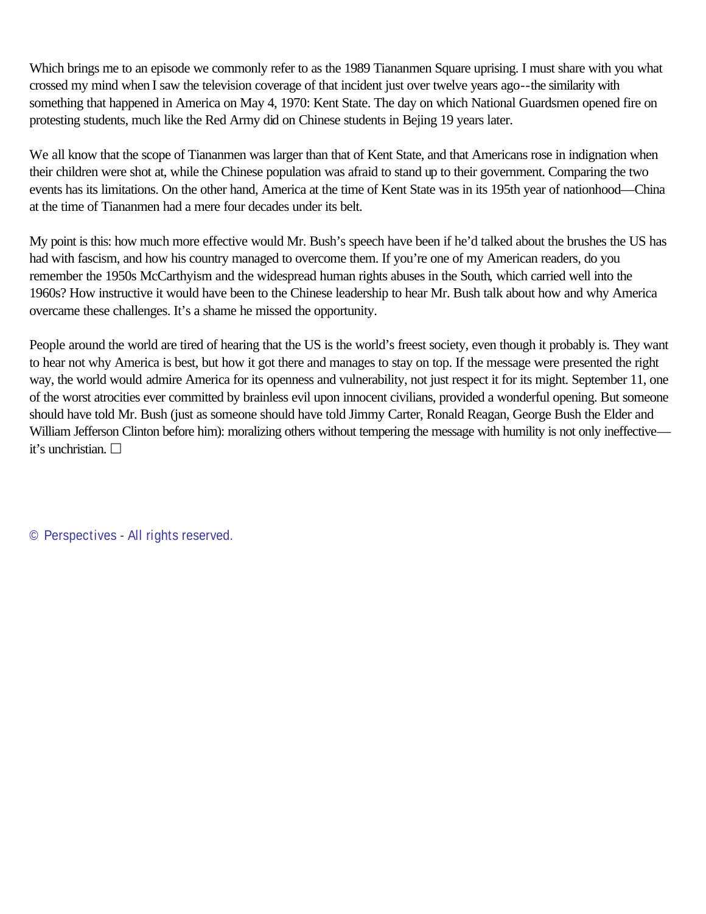Which brings me to an episode we commonly refer to as the 1989 Tiananmen Square uprising. I must share with you what crossed my mind when I saw the television coverage of that incident just over twelve years ago--the similarity with something that happened in America on May 4, 1970: Kent State. The day on which National Guardsmen opened fire on protesting students, much like the Red Army did on Chinese students in Bejing 19 years later.

We all know that the scope of Tiananmen was larger than that of Kent State, and that Americans rose in indignation when their children were shot at, while the Chinese population was afraid to stand up to their government. Comparing the two events has its limitations. On the other hand, America at the time of Kent State was in its 195th year of nationhood—China at the time of Tiananmen had a mere four decades under its belt.

My point is this: how much more effective would Mr. Bush's speech have been if he'd talked about the brushes the US has had with fascism, and how his country managed to overcome them. If you're one of my American readers, do you remember the 1950s McCarthyism and the widespread human rights abuses in the South, which carried well into the 1960s? How instructive it would have been to the Chinese leadership to hear Mr. Bush talk about how and why America overcame these challenges. It's a shame he missed the opportunity.

People around the world are tired of hearing that the US is the world's freest society, even though it probably is. They want to hear not why America is best, but how it got there and manages to stay on top. If the message were presented the right way, the world would admire America for its openness and vulnerability, not just respect it for its might. September 11, one of the worst atrocities ever committed by brainless evil upon innocent civilians, provided a wonderful opening. But someone should have told Mr. Bush (just as someone should have told Jimmy Carter, Ronald Reagan, George Bush the Elder and William Jefferson Clinton before him): moralizing others without tempering the message with humility is not only ineffective—it's unchristian. □

© Perspectives - All rights reserved.